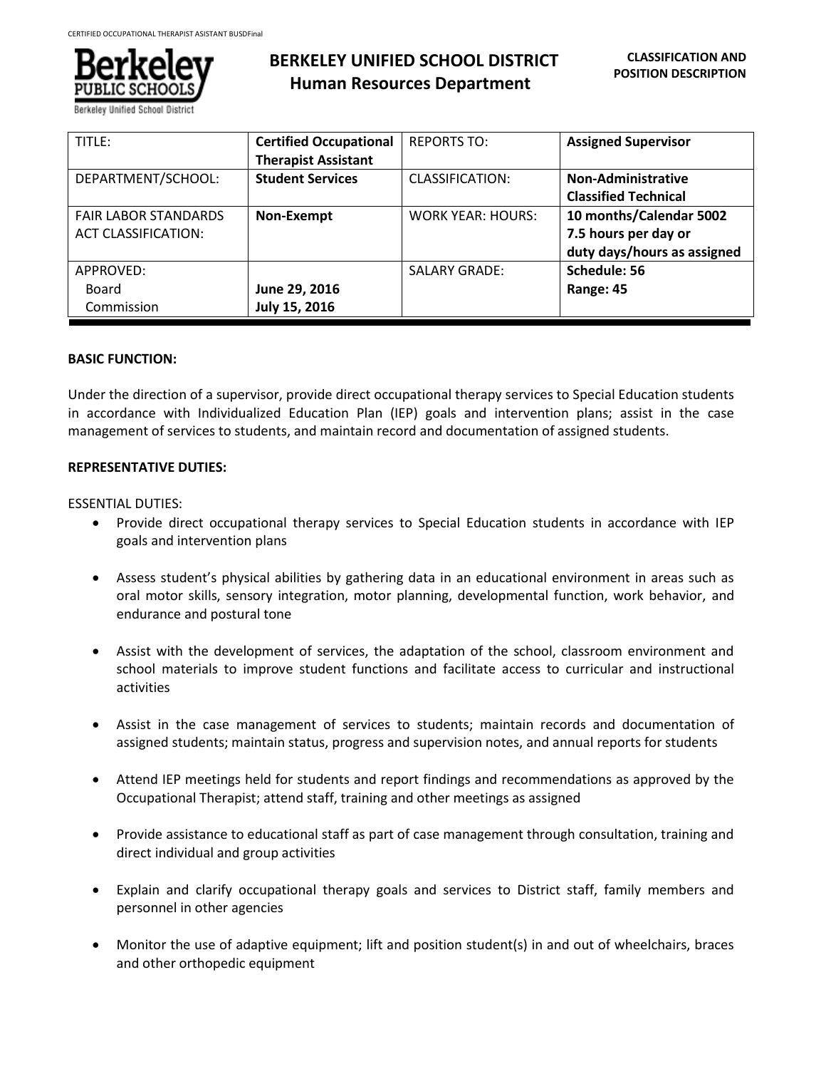# BERKELEY UNIFIED SCHOOL DISTRICT
## Human Resources Department

**CLASSIFICATION AND POSITION DESCRIPTION**

| TITLE: | **Certified Occupational Therapist Assistant** | REPORTS TO: | **Assigned Supervisor** |
|---|---|---|---|
| DEPARTMENT/SCHOOL: | **Student Services** | CLASSIFICATION: | **Non-Administrative Classified Technical** |
| FAIR LABOR STANDARDS ACT CLASSIFICATION: | **Non-Exempt** | WORK YEAR: HOURS: | **10 months/Calendar 5002 7.5 hours per day or duty days/hours as assigned** |
| APPROVED: Board Commission | **June 29, 2016 July 15, 2016** | SALARY GRADE: | **Schedule: 56 Range: 45** |

**BASIC FUNCTION:**

Under the direction of a supervisor, provide direct occupational therapy services to Special Education students in accordance with Individualized Education Plan (IEP) goals and intervention plans; assist in the case management of services to students, and maintain record and documentation of assigned students.

**REPRESENTATIVE DUTIES:**

ESSENTIAL DUTIES:

- Provide direct occupational therapy services to Special Education students in accordance with IEP goals and intervention plans
- Assess student's physical abilities by gathering data in an educational environment in areas such as oral motor skills, sensory integration, motor planning, developmental function, work behavior, and endurance and postural tone
- Assist with the development of services, the adaptation of the school, classroom environment and school materials to improve student functions and facilitate access to curricular and instructional activities
- Assist in the case management of services to students; maintain records and documentation of assigned students; maintain status, progress and supervision notes, and annual reports for students
- Attend IEP meetings held for students and report findings and recommendations as approved by the Occupational Therapist; attend staff, training and other meetings as assigned
- Provide assistance to educational staff as part of case management through consultation, training and direct individual and group activities
- Explain and clarify occupational therapy goals and services to District staff, family members and personnel in other agencies
- Monitor the use of adaptive equipment; lift and position student(s) in and out of wheelchairs, braces and other orthopedic equipment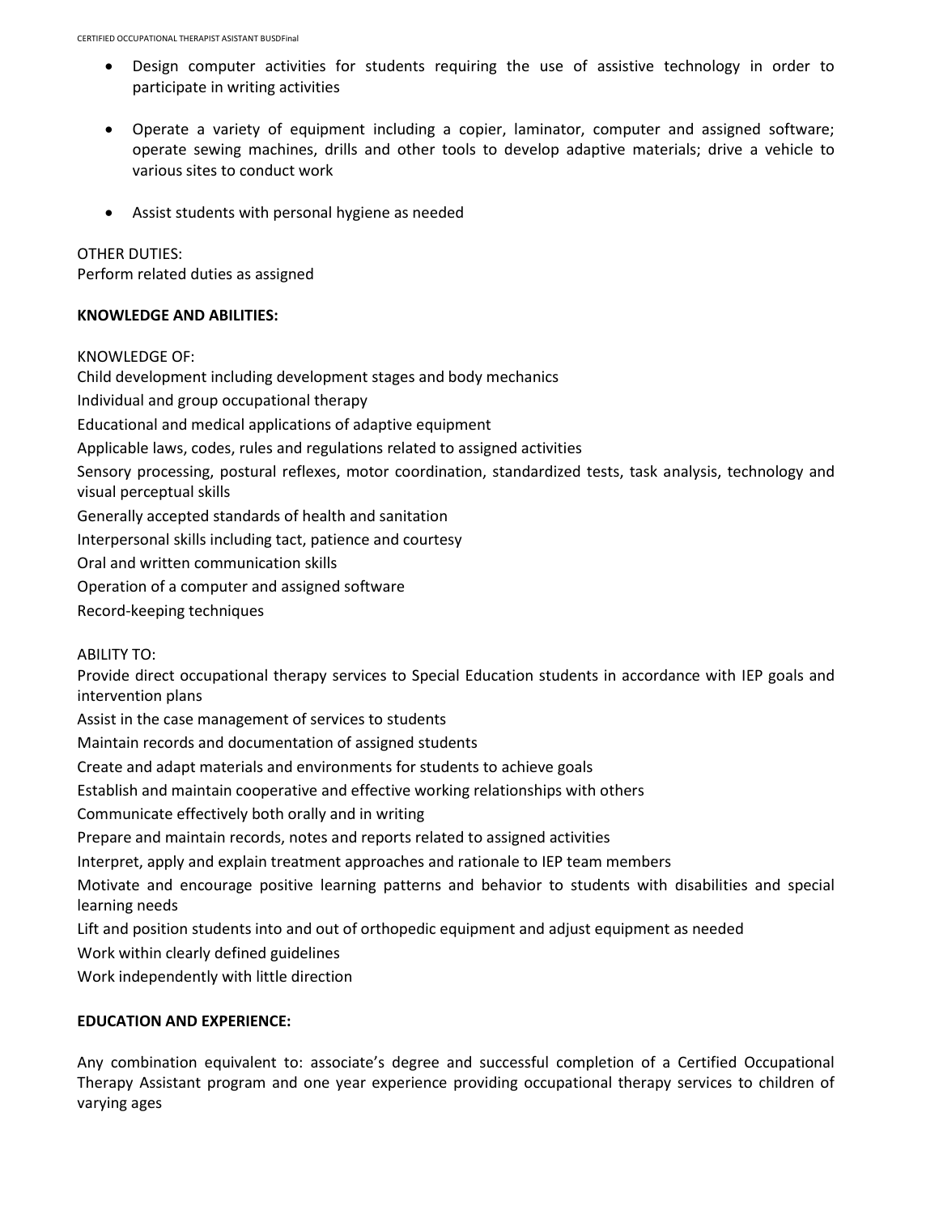- Design computer activities for students requiring the use of assistive technology in order to participate in writing activities

- Operate a variety of equipment including a copier, laminator, computer and assigned software; operate sewing machines, drills and other tools to develop adaptive materials; drive a vehicle to various sites to conduct work

- Assist students with personal hygiene as needed

OTHER DUTIES:
Perform related duties as assigned

**KNOWLEDGE AND ABILITIES:**

KNOWLEDGE OF:

Child development including development stages and body mechanics

Individual and group occupational therapy

Educational and medical applications of adaptive equipment

Applicable laws, codes, rules and regulations related to assigned activities

Sensory processing, postural reflexes, motor coordination, standardized tests, task analysis, technology and visual perceptual skills

Generally accepted standards of health and sanitation

Interpersonal skills including tact, patience and courtesy

Oral and written communication skills

Operation of a computer and assigned software

Record-keeping techniques

ABILITY TO:

Provide direct occupational therapy services to Special Education students in accordance with IEP goals and intervention plans

Assist in the case management of services to students

Maintain records and documentation of assigned students

Create and adapt materials and environments for students to achieve goals

Establish and maintain cooperative and effective working relationships with others

Communicate effectively both orally and in writing

Prepare and maintain records, notes and reports related to assigned activities

Interpret, apply and explain treatment approaches and rationale to IEP team members

Motivate and encourage positive learning patterns and behavior to students with disabilities and special learning needs

Lift and position students into and out of orthopedic equipment and adjust equipment as needed

Work within clearly defined guidelines

Work independently with little direction

**EDUCATION AND EXPERIENCE:**

Any combination equivalent to: associate's degree and successful completion of a Certified Occupational Therapy Assistant program and one year experience providing occupational therapy services to children of varying ages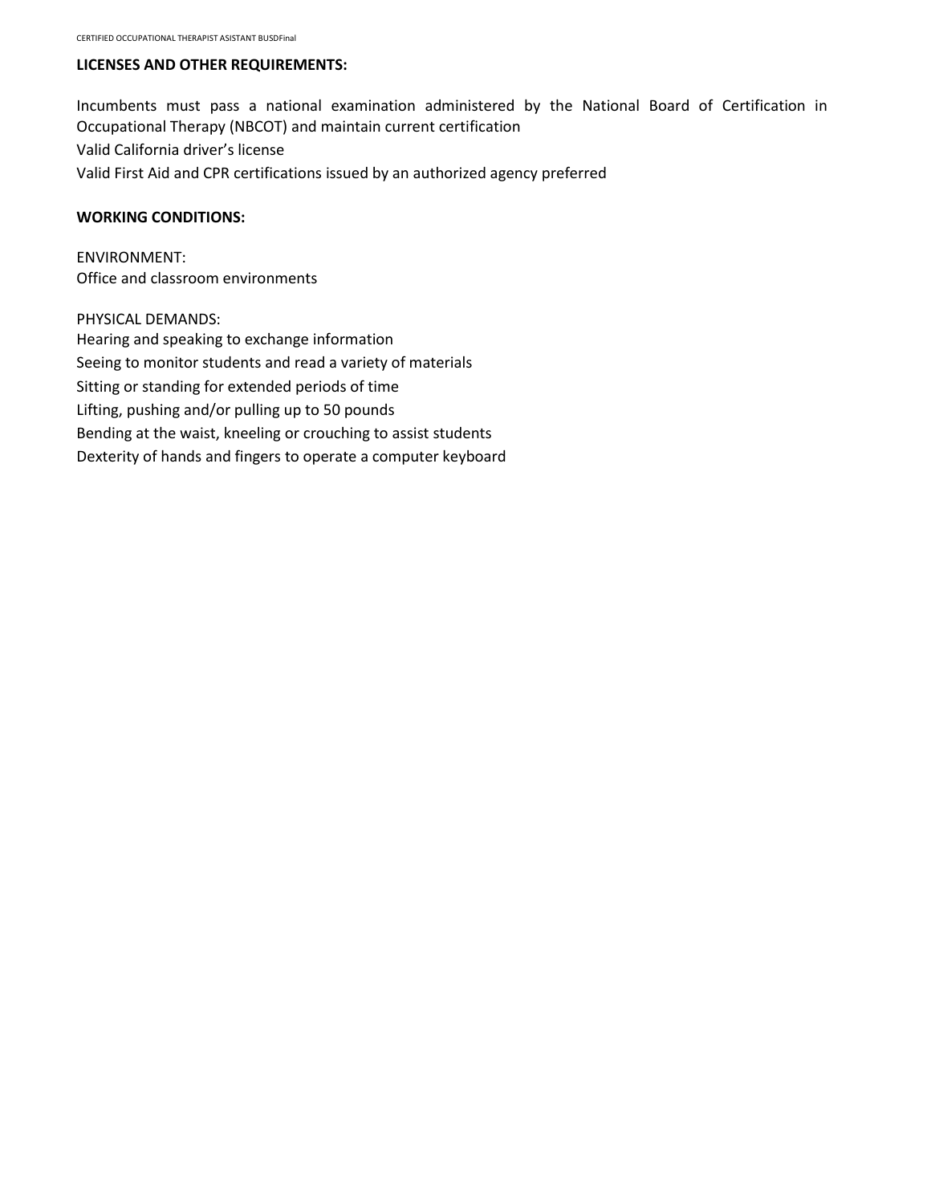**LICENSES AND OTHER REQUIREMENTS:**

Incumbents must pass a national examination administered by the National Board of Certification in Occupational Therapy (NBCOT) and maintain current certification

Valid California driver's license

Valid First Aid and CPR certifications issued by an authorized agency preferred

**WORKING CONDITIONS:**

ENVIRONMENT:
Office and classroom environments

PHYSICAL DEMANDS:
Hearing and speaking to exchange information
Seeing to monitor students and read a variety of materials
Sitting or standing for extended periods of time
Lifting, pushing and/or pulling up to 50 pounds
Bending at the waist, kneeling or crouching to assist students
Dexterity of hands and fingers to operate a computer keyboard